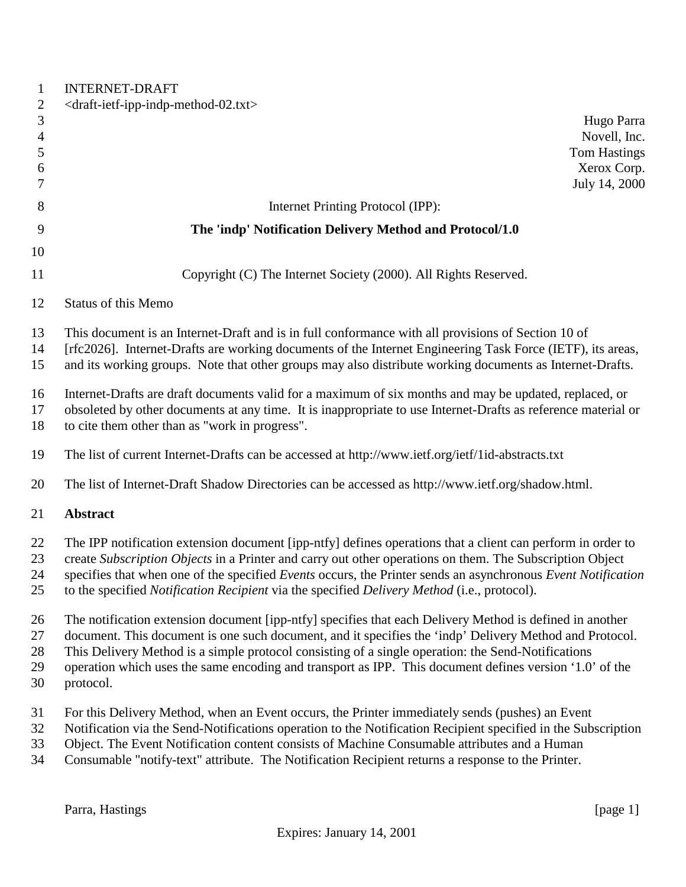INTERNET-DRAFT
<draft-ietf-ipp-indp-method-02.txt>

Hugo Parra
Novell, Inc.
Tom Hastings
Xerox Corp.
July 14, 2000

Internet Printing Protocol (IPP):

**The 'indp' Notification Delivery Method and Protocol/1.0**

Copyright (C) The Internet Society (2000). All Rights Reserved.

Status of this Memo

This document is an Internet-Draft and is in full conformance with all provisions of Section 10 of [rfc2026]. Internet-Drafts are working documents of the Internet Engineering Task Force (IETF), its areas, and its working groups. Note that other groups may also distribute working documents as Internet-Drafts.

Internet-Drafts are draft documents valid for a maximum of six months and may be updated, replaced, or obsoleted by other documents at any time. It is inappropriate to use Internet-Drafts as reference material or to cite them other than as "work in progress".

The list of current Internet-Drafts can be accessed at http://www.ietf.org/ietf/1id-abstracts.txt

The list of Internet-Draft Shadow Directories can be accessed as http://www.ietf.org/shadow.html.

## Abstract

The IPP notification extension document [ipp-ntfy] defines operations that a client can perform in order to create *Subscription Objects* in a Printer and carry out other operations on them. The Subscription Object specifies that when one of the specified *Events* occurs, the Printer sends an asynchronous *Event Notification* to the specified *Notification Recipient* via the specified *Delivery Method* (i.e., protocol).

The notification extension document [ipp-ntfy] specifies that each Delivery Method is defined in another document. This document is one such document, and it specifies the 'indp' Delivery Method and Protocol. This Delivery Method is a simple protocol consisting of a single operation: the Send-Notifications operation which uses the same encoding and transport as IPP. This document defines version '1.0' of the protocol.

For this Delivery Method, when an Event occurs, the Printer immediately sends (pushes) an Event Notification via the Send-Notifications operation to the Notification Recipient specified in the Subscription Object. The Event Notification content consists of Machine Consumable attributes and a Human Consumable "notify-text" attribute. The Notification Recipient returns a response to the Printer.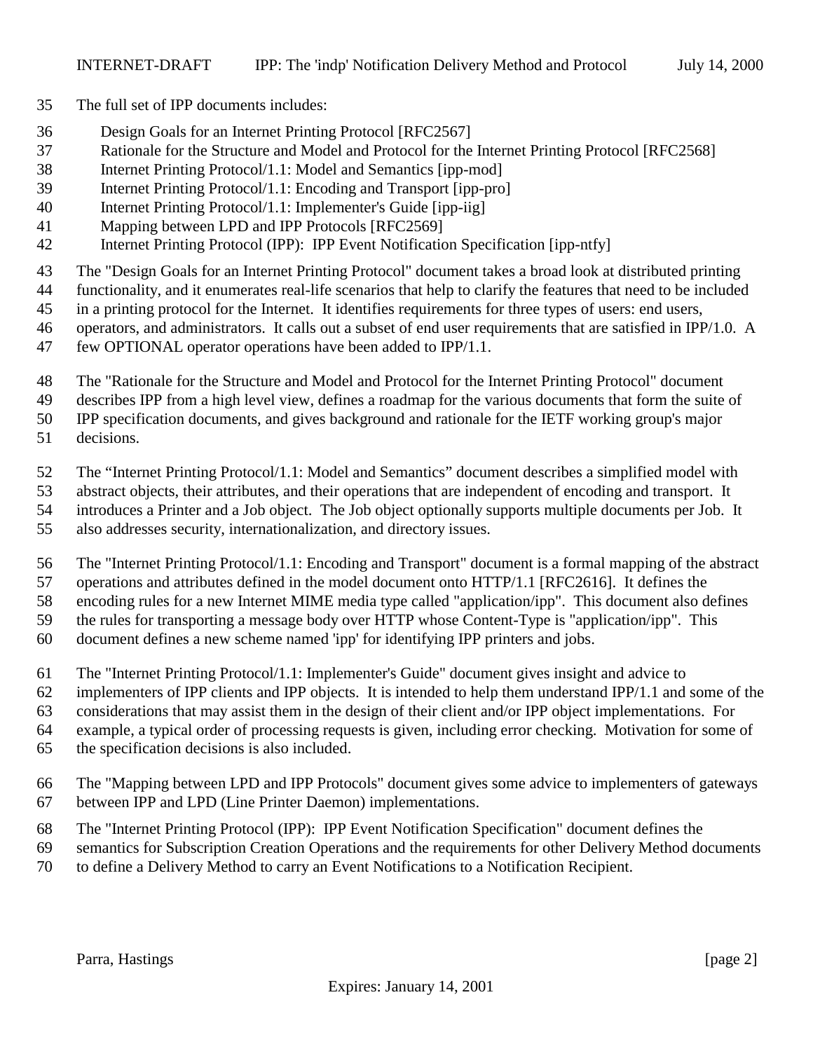The full set of IPP documents includes:

Design Goals for an Internet Printing Protocol [RFC2567]
Rationale for the Structure and Model and Protocol for the Internet Printing Protocol [RFC2568]
Internet Printing Protocol/1.1: Model and Semantics [ipp-mod]
Internet Printing Protocol/1.1: Encoding and Transport [ipp-pro]
Internet Printing Protocol/1.1: Implementer's Guide [ipp-iig]
Mapping between LPD and IPP Protocols [RFC2569]
Internet Printing Protocol (IPP): IPP Event Notification Specification [ipp-ntfy]

The "Design Goals for an Internet Printing Protocol" document takes a broad look at distributed printing functionality, and it enumerates real-life scenarios that help to clarify the features that need to be included in a printing protocol for the Internet. It identifies requirements for three types of users: end users, operators, and administrators. It calls out a subset of end user requirements that are satisfied in IPP/1.0. A few OPTIONAL operator operations have been added to IPP/1.1.

The "Rationale for the Structure and Model and Protocol for the Internet Printing Protocol" document describes IPP from a high level view, defines a roadmap for the various documents that form the suite of IPP specification documents, and gives background and rationale for the IETF working group's major decisions.

The "Internet Printing Protocol/1.1: Model and Semantics" document describes a simplified model with abstract objects, their attributes, and their operations that are independent of encoding and transport. It introduces a Printer and a Job object. The Job object optionally supports multiple documents per Job. It also addresses security, internationalization, and directory issues.

The "Internet Printing Protocol/1.1: Encoding and Transport" document is a formal mapping of the abstract operations and attributes defined in the model document onto HTTP/1.1 [RFC2616]. It defines the encoding rules for a new Internet MIME media type called "application/ipp". This document also defines the rules for transporting a message body over HTTP whose Content-Type is "application/ipp". This document defines a new scheme named 'ipp' for identifying IPP printers and jobs.

The "Internet Printing Protocol/1.1: Implementer's Guide" document gives insight and advice to implementers of IPP clients and IPP objects. It is intended to help them understand IPP/1.1 and some of the considerations that may assist them in the design of their client and/or IPP object implementations. For example, a typical order of processing requests is given, including error checking. Motivation for some of the specification decisions is also included.

The "Mapping between LPD and IPP Protocols" document gives some advice to implementers of gateways between IPP and LPD (Line Printer Daemon) implementations.

The "Internet Printing Protocol (IPP): IPP Event Notification Specification" document defines the semantics for Subscription Creation Operations and the requirements for other Delivery Method documents to define a Delivery Method to carry an Event Notifications to a Notification Recipient.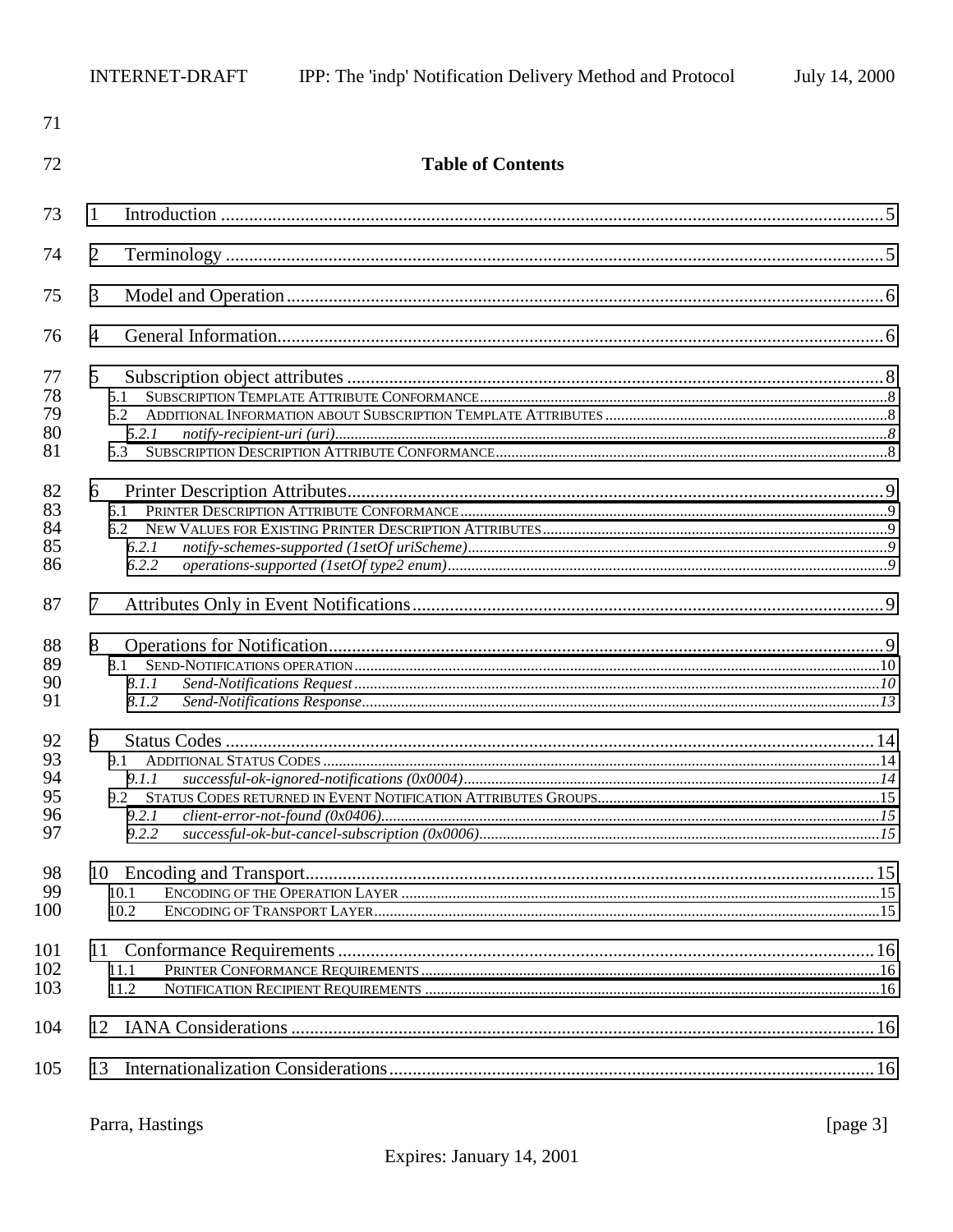## Table of Contents

1 Introduction ........ 5

2 Terminology ........ 5

3 Model and Operation ........ 6

4 General Information ........ 6

5 Subscription object attributes ........ 8
- 5.1 SUBSCRIPTION TEMPLATE ATTRIBUTE CONFORMANCE ........ 8
- 5.2 ADDITIONAL INFORMATION ABOUT SUBSCRIPTION TEMPLATE ATTRIBUTES ........ 8
  - *5.2.1 notify-recipient-uri (uri)* ........ 8
- 5.3 SUBSCRIPTION DESCRIPTION ATTRIBUTE CONFORMANCE ........ 8

6 Printer Description Attributes ........ 9
- 6.1 PRINTER DESCRIPTION ATTRIBUTE CONFORMANCE ........ 9
- 6.2 NEW VALUES FOR EXISTING PRINTER DESCRIPTION ATTRIBUTES ........ 9
  - *6.2.1 notify-schemes-supported (1setOf uriScheme)* ........ 9
  - *6.2.2 operations-supported (1setOf type2 enum)* ........ 9

7 Attributes Only in Event Notifications ........ 9

8 Operations for Notification ........ 9
- 8.1 SEND-NOTIFICATIONS OPERATION ........ 10
  - *8.1.1 Send-Notifications Request* ........ 10
  - *8.1.2 Send-Notifications Response* ........ 13

9 Status Codes ........ 14
- 9.1 ADDITIONAL STATUS CODES ........ 14
  - *9.1.1 successful-ok-ignored-notifications (0x0004)* ........ 14
- 9.2 STATUS CODES RETURNED IN EVENT NOTIFICATION ATTRIBUTES GROUPS ........ 15
  - *9.2.1 client-error-not-found (0x0406)* ........ 15
  - *9.2.2 successful-ok-but-cancel-subscription (0x0006)* ........ 15

10 Encoding and Transport ........ 15
- 10.1 ENCODING OF THE OPERATION LAYER ........ 15
- 10.2 ENCODING OF TRANSPORT LAYER ........ 15

11 Conformance Requirements ........ 16
- 11.1 PRINTER CONFORMANCE REQUIREMENTS ........ 16
- 11.2 NOTIFICATION RECIPIENT REQUIREMENTS ........ 16

12 IANA Considerations ........ 16

13 Internationalization Considerations ........ 16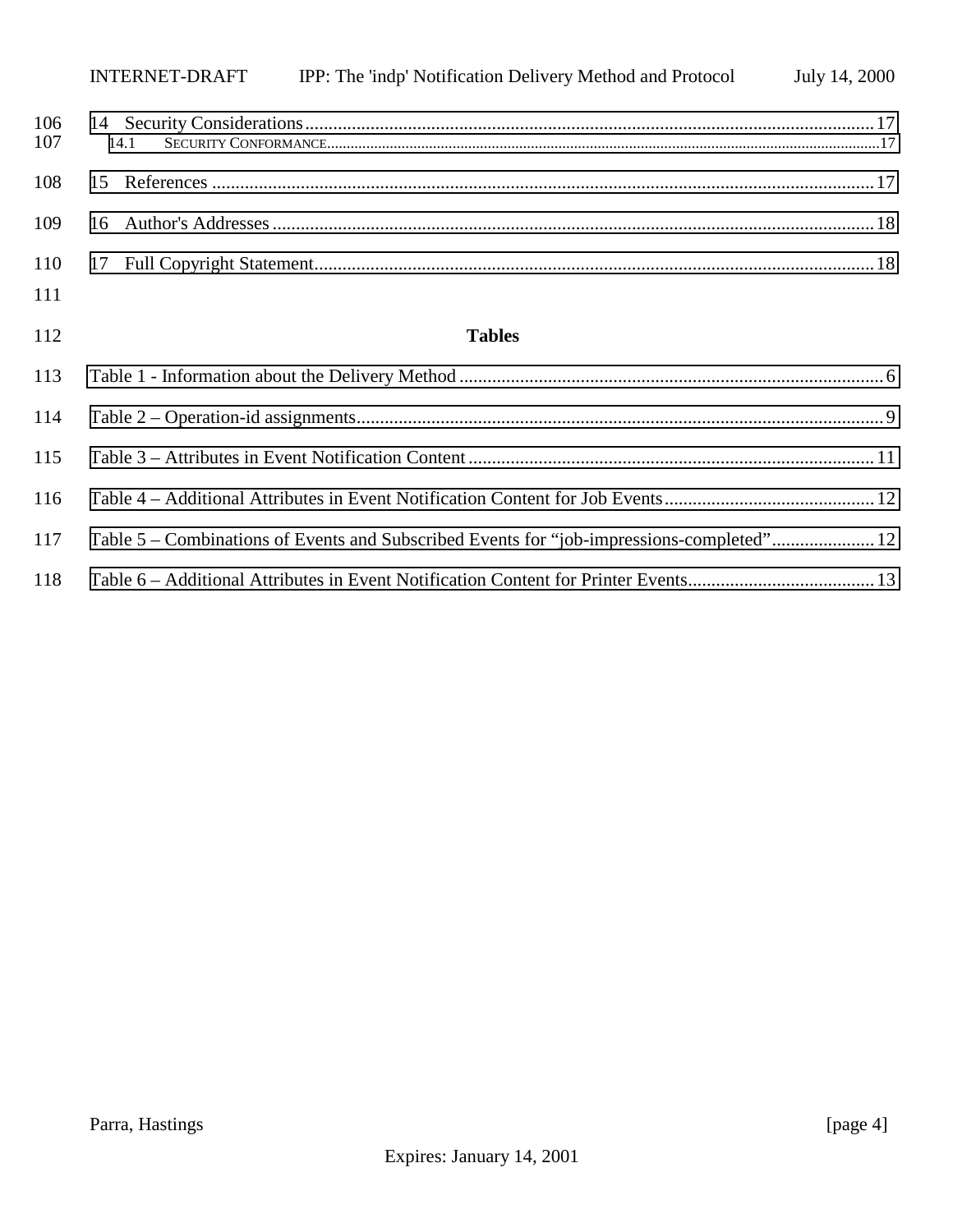14 Security Considerations........................................................................................................................ 17
14.1 SECURITY CONFORMANCE............................................................................................................................ 17

15 References ............................................................................................................................................ 17

16 Author's Addresses ............................................................................................................................... 18

17 Full Copyright Statement....................................................................................................................... 18

## Tables

Table 1 - Information about the Delivery Method ........................................................................................ 6

Table 2 – Operation-id assignments............................................................................................................... 9

Table 3 – Attributes in Event Notification Content ...................................................................................... 11

Table 4 – Additional Attributes in Event Notification Content for Job Events............................................ 12

Table 5 – Combinations of Events and Subscribed Events for “job-impressions-completed”..................... 12

Table 6 – Additional Attributes in Event Notification Content for Printer Events........................................ 13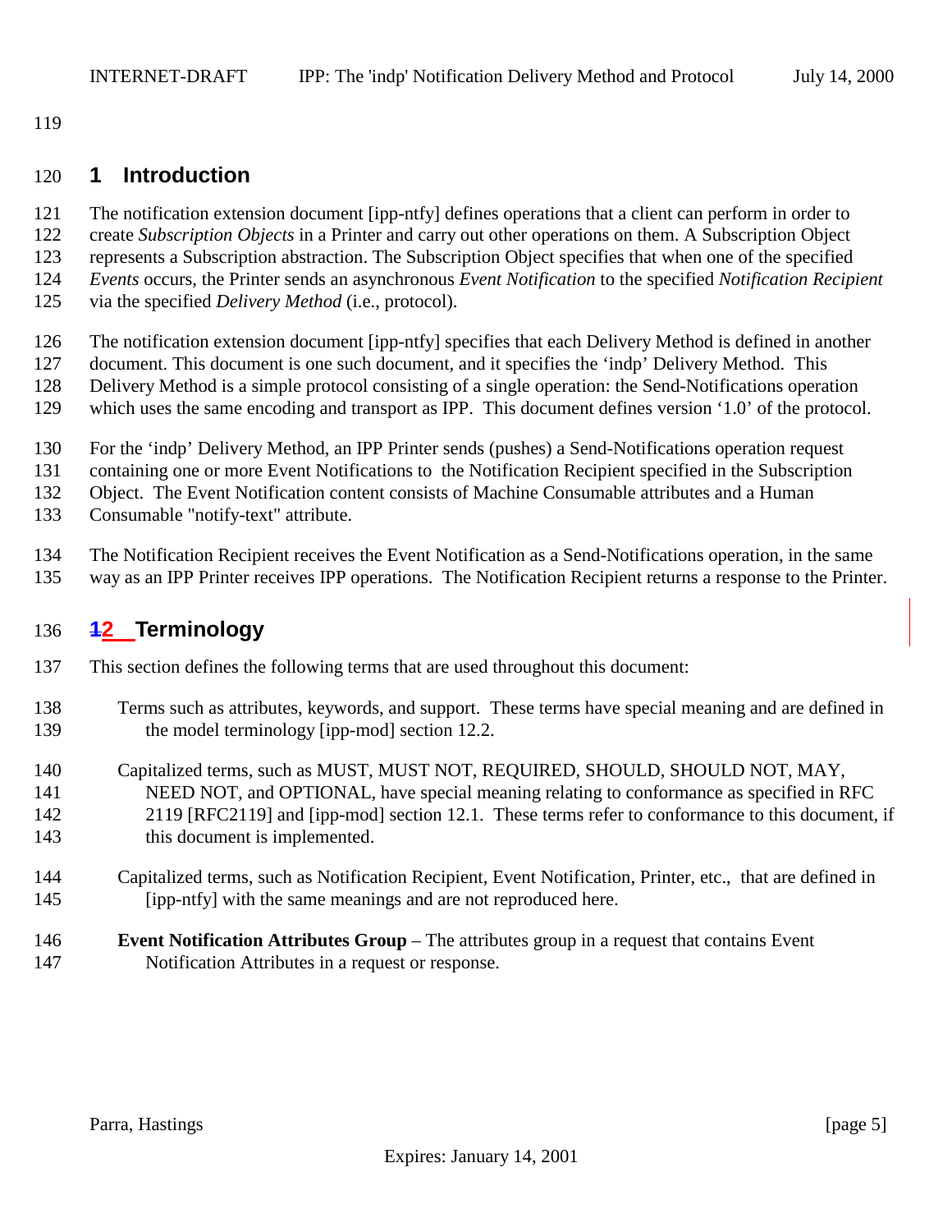# 1 Introduction

The notification extension document [ipp-ntfy] defines operations that a client can perform in order to create *Subscription Objects* in a Printer and carry out other operations on them. A Subscription Object represents a Subscription abstraction. The Subscription Object specifies that when one of the specified *Events* occurs, the Printer sends an asynchronous *Event Notification* to the specified *Notification Recipient* via the specified *Delivery Method* (i.e., protocol).

The notification extension document [ipp-ntfy] specifies that each Delivery Method is defined in another document. This document is one such document, and it specifies the 'indp' Delivery Method. This Delivery Method is a simple protocol consisting of a single operation: the Send-Notifications operation which uses the same encoding and transport as IPP. This document defines version '1.0' of the protocol.

For the 'indp' Delivery Method, an IPP Printer sends (pushes) a Send-Notifications operation request containing one or more Event Notifications to the Notification Recipient specified in the Subscription Object. The Event Notification content consists of Machine Consumable attributes and a Human Consumable "notify-text" attribute.

The Notification Recipient receives the Event Notification as a Send-Notifications operation, in the same way as an IPP Printer receives IPP operations. The Notification Recipient returns a response to the Printer.

# 2 Terminology

This section defines the following terms that are used throughout this document:

Terms such as attributes, keywords, and support. These terms have special meaning and are defined in the model terminology [ipp-mod] section 12.2.

Capitalized terms, such as MUST, MUST NOT, REQUIRED, SHOULD, SHOULD NOT, MAY, NEED NOT, and OPTIONAL, have special meaning relating to conformance as specified in RFC 2119 [RFC2119] and [ipp-mod] section 12.1. These terms refer to conformance to this document, if this document is implemented.

Capitalized terms, such as Notification Recipient, Event Notification, Printer, etc., that are defined in [ipp-ntfy] with the same meanings and are not reproduced here.

**Event Notification Attributes Group** – The attributes group in a request that contains Event Notification Attributes in a request or response.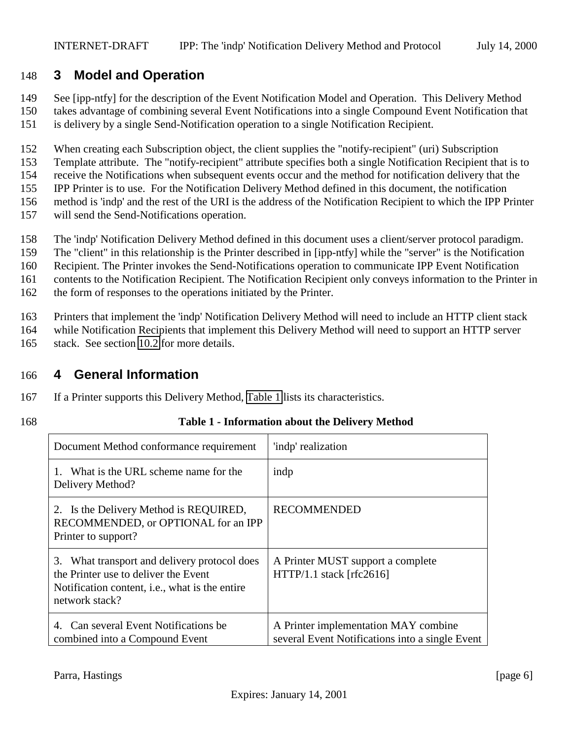# 3 Model and Operation

See [ipp-ntfy] for the description of the Event Notification Model and Operation. This Delivery Method takes advantage of combining several Event Notifications into a single Compound Event Notification that is delivery by a single Send-Notification operation to a single Notification Recipient.

When creating each Subscription object, the client supplies the "notify-recipient" (uri) Subscription Template attribute. The "notify-recipient" attribute specifies both a single Notification Recipient that is to receive the Notifications when subsequent events occur and the method for notification delivery that the IPP Printer is to use. For the Notification Delivery Method defined in this document, the notification method is 'indp' and the rest of the URI is the address of the Notification Recipient to which the IPP Printer will send the Send-Notifications operation.

The 'indp' Notification Delivery Method defined in this document uses a client/server protocol paradigm. The "client" in this relationship is the Printer described in [ipp-ntfy] while the "server" is the Notification Recipient. The Printer invokes the Send-Notifications operation to communicate IPP Event Notification contents to the Notification Recipient. The Notification Recipient only conveys information to the Printer in the form of responses to the operations initiated by the Printer.

Printers that implement the 'indp' Notification Delivery Method will need to include an HTTP client stack while Notification Recipients that implement this Delivery Method will need to support an HTTP server stack. See section 10.2 for more details.

# 4 General Information

If a Printer supports this Delivery Method, Table 1 lists its characteristics.

**Table 1 - Information about the Delivery Method**

| Document Method conformance requirement | 'indp' realization |
|---|---|
| 1. What is the URL scheme name for the Delivery Method? | indp |
| 2. Is the Delivery Method is REQUIRED, RECOMMENDED, or OPTIONAL for an IPP Printer to support? | RECOMMENDED |
| 3. What transport and delivery protocol does the Printer use to deliver the Event Notification content, i.e., what is the entire network stack? | A Printer MUST support a complete HTTP/1.1 stack [rfc2616] |
| 4. Can several Event Notifications be combined into a Compound Event | A Printer implementation MAY combine several Event Notifications into a single Event |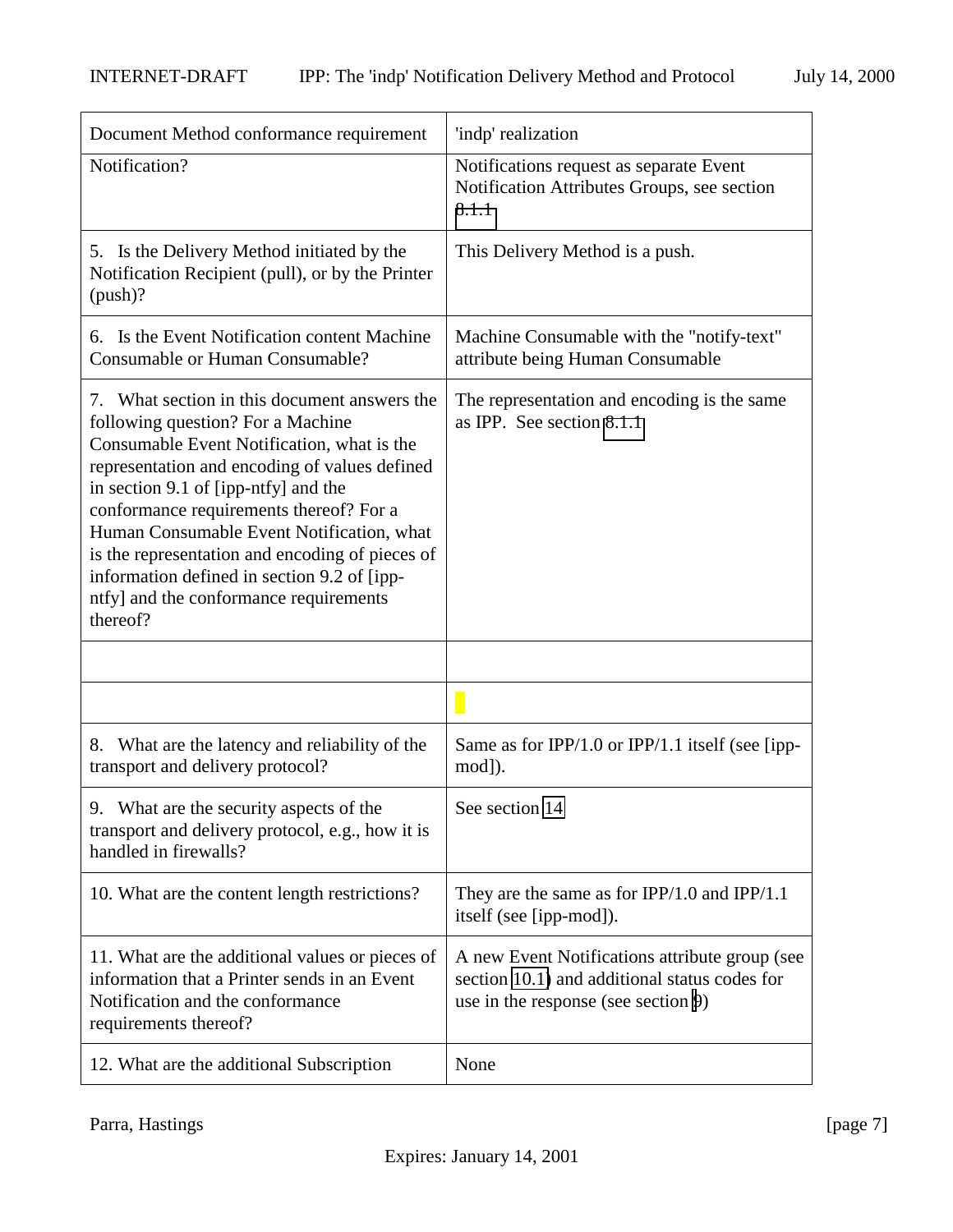| Document Method conformance requirement | 'indp' realization |
|---|---|
| Notification? | Notifications request as separate Event Notification Attributes Groups, see section 8.1.1 |
| 5. Is the Delivery Method initiated by the Notification Recipient (pull), or by the Printer (push)? | This Delivery Method is a push. |
| 6. Is the Event Notification content Machine Consumable or Human Consumable? | Machine Consumable with the "notify-text" attribute being Human Consumable |
| 7. What section in this document answers the following question? For a Machine Consumable Event Notification, what is the representation and encoding of values defined in section 9.1 of [ipp-ntfy] and the conformance requirements thereof? For a Human Consumable Event Notification, what is the representation and encoding of pieces of information defined in section 9.2 of [ipp-ntfy] and the conformance requirements thereof? | The representation and encoding is the same as IPP. See section 8.1.1 |
| | |
| | |
| 8. What are the latency and reliability of the transport and delivery protocol? | Same as for IPP/1.0 or IPP/1.1 itself (see [ipp-mod]). |
| 9. What are the security aspects of the transport and delivery protocol, e.g., how it is handled in firewalls? | See section 14 |
| 10. What are the content length restrictions? | They are the same as for IPP/1.0 and IPP/1.1 itself (see [ipp-mod]). |
| 11. What are the additional values or pieces of information that a Printer sends in an Event Notification and the conformance requirements thereof? | A new Event Notifications attribute group (see section 10.1) and additional status codes for use in the response (see section 9) |
| 12. What are the additional Subscription | None |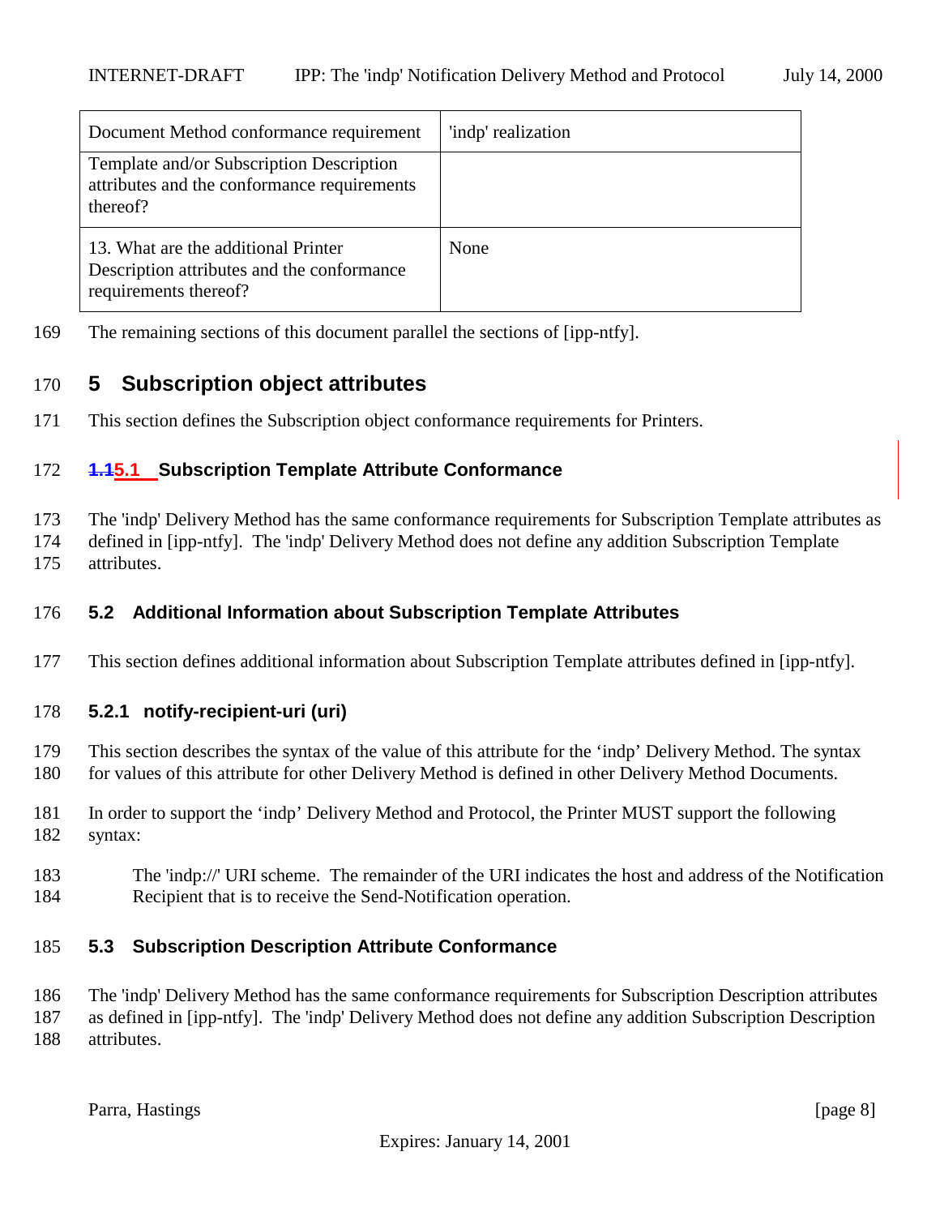| Document Method conformance requirement | 'indp' realization |
| --- | --- |
| Template and/or Subscription Description attributes and the conformance requirements thereof? | |
| 13. What are the additional Printer Description attributes and the conformance requirements thereof? | None |

The remaining sections of this document parallel the sections of [ipp-ntfy].

# 5 Subscription object attributes

This section defines the Subscription object conformance requirements for Printers.

## 5.1 Subscription Template Attribute Conformance

The 'indp' Delivery Method has the same conformance requirements for Subscription Template attributes as defined in [ipp-ntfy]. The 'indp' Delivery Method does not define any addition Subscription Template attributes.

## 5.2 Additional Information about Subscription Template Attributes

This section defines additional information about Subscription Template attributes defined in [ipp-ntfy].

### 5.2.1 notify-recipient-uri (uri)

This section describes the syntax of the value of this attribute for the ‘indp’ Delivery Method. The syntax for values of this attribute for other Delivery Method is defined in other Delivery Method Documents.

In order to support the ‘indp’ Delivery Method and Protocol, the Printer MUST support the following syntax:

The 'indp://' URI scheme. The remainder of the URI indicates the host and address of the Notification Recipient that is to receive the Send-Notification operation.

## 5.3 Subscription Description Attribute Conformance

The 'indp' Delivery Method has the same conformance requirements for Subscription Description attributes as defined in [ipp-ntfy]. The 'indp' Delivery Method does not define any addition Subscription Description attributes.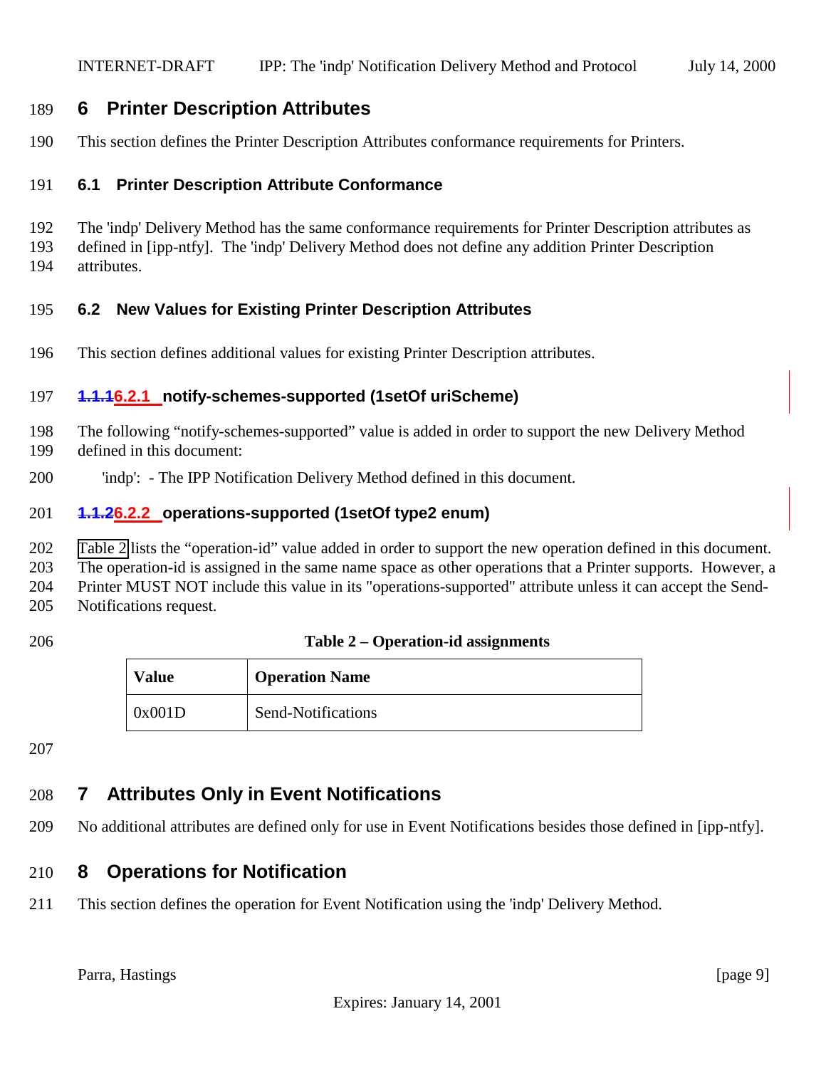# 6 Printer Description Attributes

This section defines the Printer Description Attributes conformance requirements for Printers.

## 6.1 Printer Description Attribute Conformance

The 'indp' Delivery Method has the same conformance requirements for Printer Description attributes as defined in [ipp-ntfy]. The 'indp' Delivery Method does not define any addition Printer Description attributes.

## 6.2 New Values for Existing Printer Description Attributes

This section defines additional values for existing Printer Description attributes.

### ~~1.1.1~~6.2.1 notify-schemes-supported (1setOf uriScheme)

The following "notify-schemes-supported" value is added in order to support the new Delivery Method defined in this document:

'indp': - The IPP Notification Delivery Method defined in this document.

### ~~1.1.2~~6.2.2 operations-supported (1setOf type2 enum)

Table 2 lists the "operation-id" value added in order to support the new operation defined in this document. The operation-id is assigned in the same name space as other operations that a Printer supports. However, a Printer MUST NOT include this value in its "operations-supported" attribute unless it can accept the Send-Notifications request.

**Table 2 – Operation-id assignments**

| Value | Operation Name |
| --- | --- |
| 0x001D | Send-Notifications |

# 7 Attributes Only in Event Notifications

No additional attributes are defined only for use in Event Notifications besides those defined in [ipp-ntfy].

# 8 Operations for Notification

This section defines the operation for Event Notification using the 'indp' Delivery Method.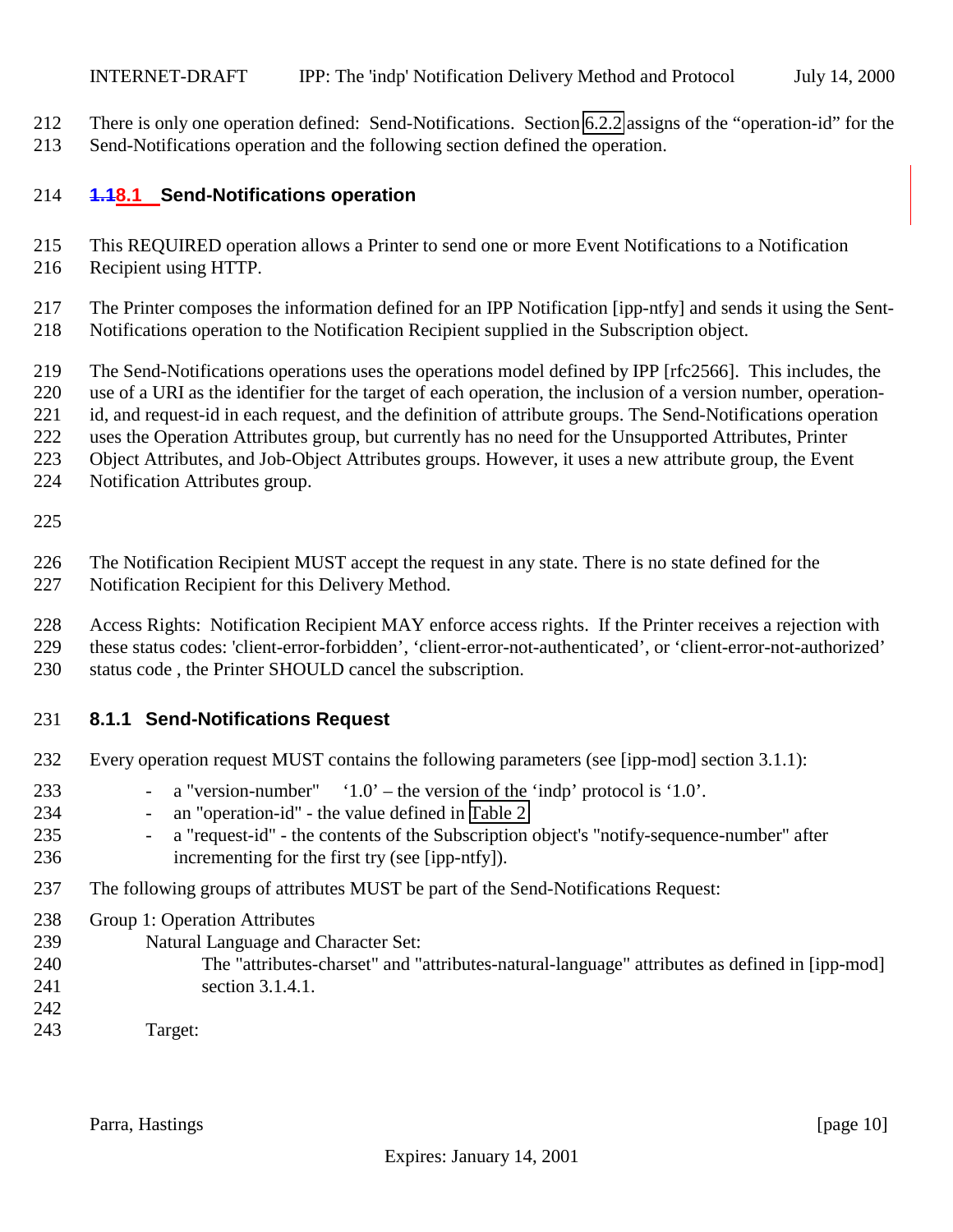There is only one operation defined: Send-Notifications. Section 6.2.2 assigns of the "operation-id" for the Send-Notifications operation and the following section defined the operation.

## ~~1.1~~8.1 Send-Notifications operation

This REQUIRED operation allows a Printer to send one or more Event Notifications to a Notification Recipient using HTTP.

The Printer composes the information defined for an IPP Notification [ipp-ntfy] and sends it using the Sent-Notifications operation to the Notification Recipient supplied in the Subscription object.

The Send-Notifications operations uses the operations model defined by IPP [rfc2566]. This includes, the use of a URI as the identifier for the target of each operation, the inclusion of a version number, operation-id, and request-id in each request, and the definition of attribute groups. The Send-Notifications operation uses the Operation Attributes group, but currently has no need for the Unsupported Attributes, Printer Object Attributes, and Job-Object Attributes groups. However, it uses a new attribute group, the Event Notification Attributes group.

The Notification Recipient MUST accept the request in any state. There is no state defined for the Notification Recipient for this Delivery Method.

Access Rights: Notification Recipient MAY enforce access rights. If the Printer receives a rejection with these status codes: 'client-error-forbidden', 'client-error-not-authenticated', or 'client-error-not-authorized' status code , the Printer SHOULD cancel the subscription.

### 8.1.1 Send-Notifications Request

Every operation request MUST contains the following parameters (see [ipp-mod] section 3.1.1):

- a "version-number" '1.0' – the version of the 'indp' protocol is '1.0'.
- an "operation-id" - the value defined in Table 2
- a "request-id" - the contents of the Subscription object's "notify-sequence-number" after incrementing for the first try (see [ipp-ntfy]).

The following groups of attributes MUST be part of the Send-Notifications Request:

Group 1: Operation Attributes

Natural Language and Character Set:

The "attributes-charset" and "attributes-natural-language" attributes as defined in [ipp-mod] section 3.1.4.1.

Target: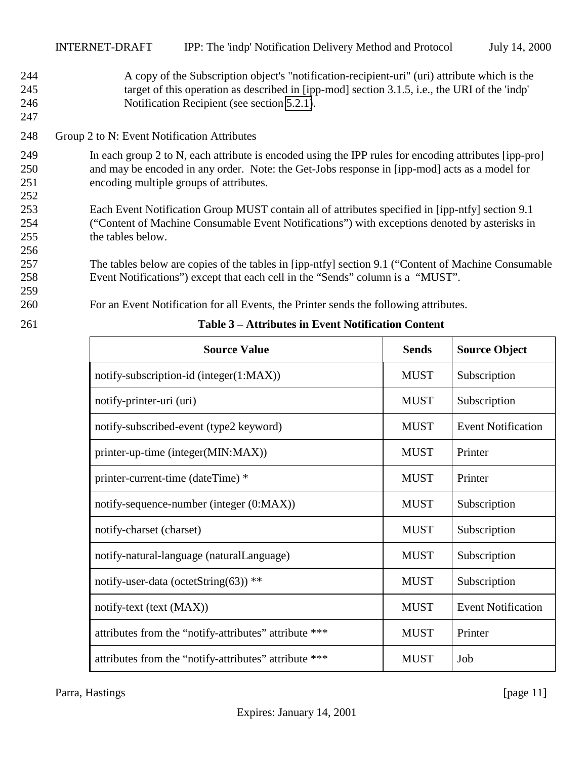A copy of the Subscription object's "notification-recipient-uri" (uri) attribute which is the target of this operation as described in [ipp-mod] section 3.1.5, i.e., the URI of the 'indp' Notification Recipient (see section 5.2.1).

Group 2 to N: Event Notification Attributes

In each group 2 to N, each attribute is encoded using the IPP rules for encoding attributes [ipp-pro] and may be encoded in any order. Note: the Get-Jobs response in [ipp-mod] acts as a model for encoding multiple groups of attributes.

Each Event Notification Group MUST contain all of attributes specified in [ipp-ntfy] section 9.1 ("Content of Machine Consumable Event Notifications") with exceptions denoted by asterisks in the tables below.

The tables below are copies of the tables in [ipp-ntfy] section 9.1 ("Content of Machine Consumable Event Notifications") except that each cell in the "Sends" column is a "MUST".

For an Event Notification for all Events, the Printer sends the following attributes.

**Table 3 – Attributes in Event Notification Content**

| Source Value | Sends | Source Object |
|---|---|---|
| notify-subscription-id (integer(1:MAX)) | MUST | Subscription |
| notify-printer-uri (uri) | MUST | Subscription |
| notify-subscribed-event (type2 keyword) | MUST | Event Notification |
| printer-up-time (integer(MIN:MAX)) | MUST | Printer |
| printer-current-time (dateTime) * | MUST | Printer |
| notify-sequence-number (integer (0:MAX)) | MUST | Subscription |
| notify-charset (charset) | MUST | Subscription |
| notify-natural-language (naturalLanguage) | MUST | Subscription |
| notify-user-data (octetString(63)) ** | MUST | Subscription |
| notify-text (text (MAX)) | MUST | Event Notification |
| attributes from the "notify-attributes" attribute *** | MUST | Printer |
| attributes from the "notify-attributes" attribute *** | MUST | Job |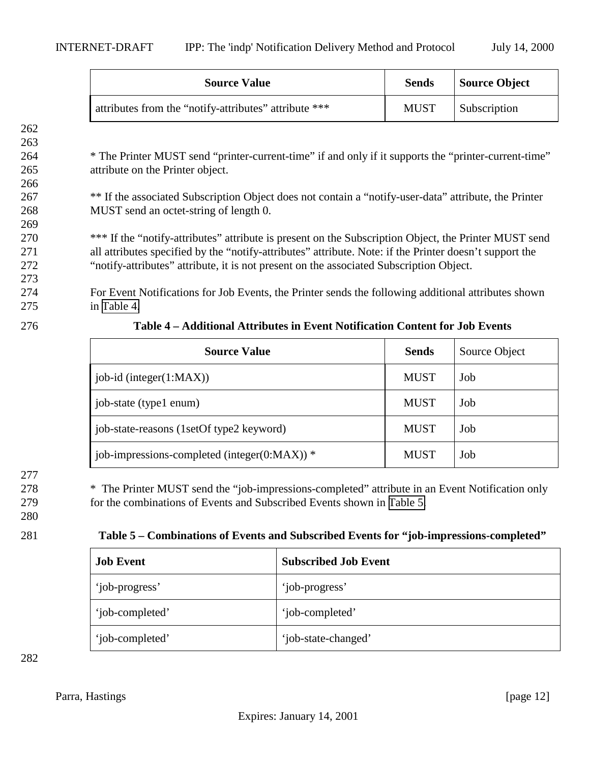| Source Value | Sends | Source Object |
|---|---|---|
| attributes from the “notify-attributes” attribute *** | MUST | Subscription |

* The Printer MUST send “printer-current-time” if and only if it supports the “printer-current-time” attribute on the Printer object.

** If the associated Subscription Object does not contain a “notify-user-data” attribute, the Printer MUST send an octet-string of length 0.

*** If the “notify-attributes” attribute is present on the Subscription Object, the Printer MUST send all attributes specified by the “notify-attributes” attribute. Note: if the Printer doesn’t support the “notify-attributes” attribute, it is not present on the associated Subscription Object.

For Event Notifications for Job Events, the Printer sends the following additional attributes shown in Table 4.

**Table 4 – Additional Attributes in Event Notification Content for Job Events**

| Source Value | Sends | Source Object |
|---|---|---|
| job-id (integer(1:MAX)) | MUST | Job |
| job-state (type1 enum) | MUST | Job |
| job-state-reasons (1setOf type2 keyword) | MUST | Job |
| job-impressions-completed (integer(0:MAX)) * | MUST | Job |

* The Printer MUST send the “job-impressions-completed” attribute in an Event Notification only for the combinations of Events and Subscribed Events shown in Table 5.

**Table 5 – Combinations of Events and Subscribed Events for “job-impressions-completed”**

| Job Event | Subscribed Job Event |
|---|---|
| ‘job-progress’ | ‘job-progress’ |
| ‘job-completed’ | ‘job-completed’ |
| ‘job-completed’ | ‘job-state-changed’ |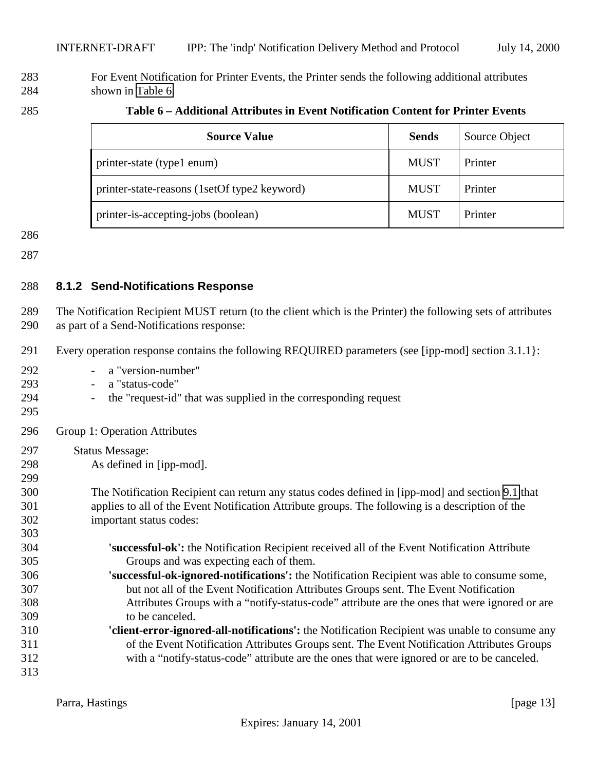For Event Notification for Printer Events, the Printer sends the following additional attributes shown in Table 6.

**Table 6 – Additional Attributes in Event Notification Content for Printer Events**

| Source Value | Sends | Source Object |
| --- | --- | --- |
| printer-state (type1 enum) | MUST | Printer |
| printer-state-reasons (1setOf type2 keyword) | MUST | Printer |
| printer-is-accepting-jobs (boolean) | MUST | Printer |

### 8.1.2 Send-Notifications Response

The Notification Recipient MUST return (to the client which is the Printer) the following sets of attributes as part of a Send-Notifications response:

Every operation response contains the following REQUIRED parameters (see [ipp-mod] section 3.1.1}:

- a "version-number"
- a "status-code"
- the "request-id" that was supplied in the corresponding request

Group 1: Operation Attributes

Status Message:
As defined in [ipp-mod].

The Notification Recipient can return any status codes defined in [ipp-mod] and section 9.1 that applies to all of the Event Notification Attribute groups. The following is a description of the important status codes:

**'successful-ok':** the Notification Recipient received all of the Event Notification Attribute Groups and was expecting each of them.
**'successful-ok-ignored-notifications':** the Notification Recipient was able to consume some, but not all of the Event Notification Attributes Groups sent. The Event Notification Attributes Groups with a "notify-status-code" attribute are the ones that were ignored or are to be canceled.
**'client-error-ignored-all-notifications':** the Notification Recipient was unable to consume any of the Event Notification Attributes Groups sent. The Event Notification Attributes Groups with a "notify-status-code" attribute are the ones that were ignored or are to be canceled.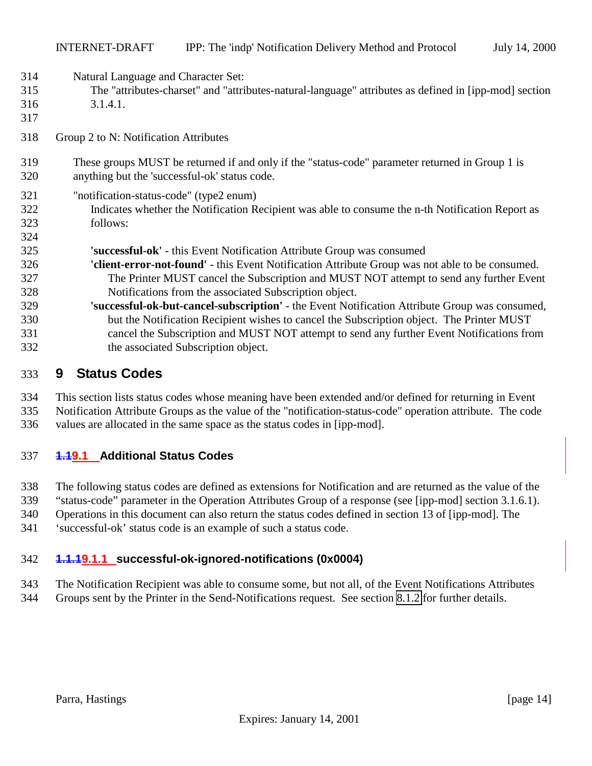Natural Language and Character Set:

The "attributes-charset" and "attributes-natural-language" attributes as defined in [ipp-mod] section 3.1.4.1.

Group 2 to N: Notification Attributes

These groups MUST be returned if and only if the "status-code" parameter returned in Group 1 is anything but the 'successful-ok' status code.

"notification-status-code" (type2 enum)

Indicates whether the Notification Recipient was able to consume the n-th Notification Report as follows:

**'successful-ok'** - this Event Notification Attribute Group was consumed

**'client-error-not-found'** - this Event Notification Attribute Group was not able to be consumed. The Printer MUST cancel the Subscription and MUST NOT attempt to send any further Event Notifications from the associated Subscription object.

**'successful-ok-but-cancel-subscription'** - the Event Notification Attribute Group was consumed, but the Notification Recipient wishes to cancel the Subscription object. The Printer MUST cancel the Subscription and MUST NOT attempt to send any further Event Notifications from the associated Subscription object.

# 9 Status Codes

This section lists status codes whose meaning have been extended and/or defined for returning in Event Notification Attribute Groups as the value of the "notification-status-code" operation attribute. The code values are allocated in the same space as the status codes in [ipp-mod].

## 9.1 Additional Status Codes

The following status codes are defined as extensions for Notification and are returned as the value of the "status-code" parameter in the Operation Attributes Group of a response (see [ipp-mod] section 3.1.6.1). Operations in this document can also return the status codes defined in section 13 of [ipp-mod]. The 'successful-ok' status code is an example of such a status code.

### 9.1.1 successful-ok-ignored-notifications (0x0004)

The Notification Recipient was able to consume some, but not all, of the Event Notifications Attributes Groups sent by the Printer in the Send-Notifications request. See section 8.1.2 for further details.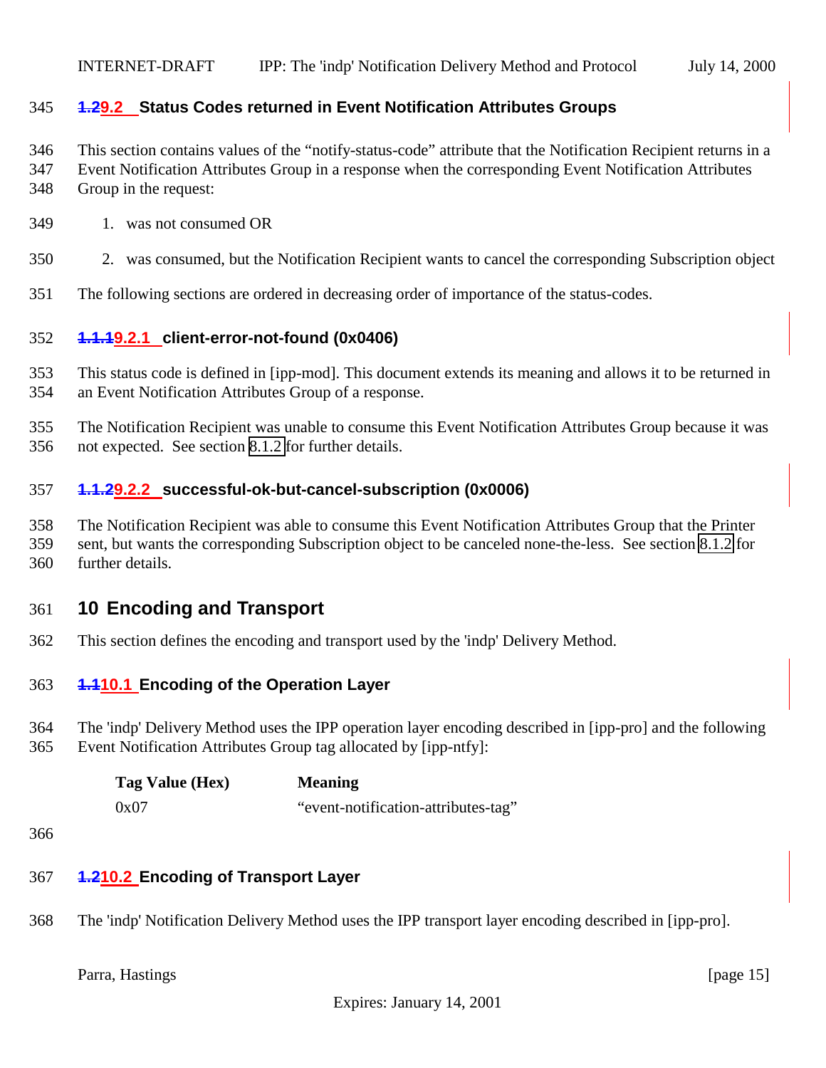### 9.2 Status Codes returned in Event Notification Attributes Groups

This section contains values of the "notify-status-code" attribute that the Notification Recipient returns in a Event Notification Attributes Group in a response when the corresponding Event Notification Attributes Group in the request:

1. was not consumed OR

2. was consumed, but the Notification Recipient wants to cancel the corresponding Subscription object

The following sections are ordered in decreasing order of importance of the status-codes.

#### 9.2.1 client-error-not-found (0x0406)

This status code is defined in [ipp-mod]. This document extends its meaning and allows it to be returned in an Event Notification Attributes Group of a response.

The Notification Recipient was unable to consume this Event Notification Attributes Group because it was not expected. See section 8.1.2 for further details.

#### 9.2.2 successful-ok-but-cancel-subscription (0x0006)

The Notification Recipient was able to consume this Event Notification Attributes Group that the Printer sent, but wants the corresponding Subscription object to be canceled none-the-less. See section 8.1.2 for further details.

## 10 Encoding and Transport

This section defines the encoding and transport used by the 'indp' Delivery Method.

### 10.1 Encoding of the Operation Layer

The 'indp' Delivery Method uses the IPP operation layer encoding described in [ipp-pro] and the following Event Notification Attributes Group tag allocated by [ipp-ntfy]:

| Tag Value (Hex) | Meaning |
|---|---|
| 0x07 | "event-notification-attributes-tag" |

### 10.2 Encoding of Transport Layer

The 'indp' Notification Delivery Method uses the IPP transport layer encoding described in [ipp-pro].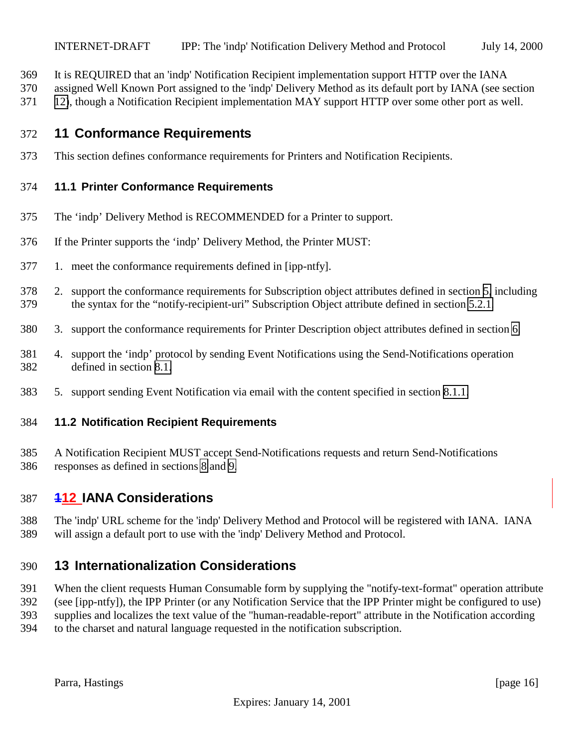It is REQUIRED that an 'indp' Notification Recipient implementation support HTTP over the IANA assigned Well Known Port assigned to the 'indp' Delivery Method as its default port by IANA (see section 12), though a Notification Recipient implementation MAY support HTTP over some other port as well.

# 11 Conformance Requirements

This section defines conformance requirements for Printers and Notification Recipients.

## 11.1 Printer Conformance Requirements

The 'indp' Delivery Method is RECOMMENDED for a Printer to support.

If the Printer supports the 'indp' Delivery Method, the Printer MUST:

1. meet the conformance requirements defined in [ipp-ntfy].
2. support the conformance requirements for Subscription object attributes defined in section 5, including the syntax for the "notify-recipient-uri" Subscription Object attribute defined in section 5.2.1
3. support the conformance requirements for Printer Description object attributes defined in section 6
4. support the 'indp' protocol by sending Event Notifications using the Send-Notifications operation defined in section 8.1.
5. support sending Event Notification via email with the content specified in section 8.1.1.

## 11.2 Notification Recipient Requirements

A Notification Recipient MUST accept Send-Notifications requests and return Send-Notifications responses as defined in sections 8 and 9.

# ~~1~~12 IANA Considerations

The 'indp' URL scheme for the 'indp' Delivery Method and Protocol will be registered with IANA. IANA will assign a default port to use with the 'indp' Delivery Method and Protocol.

# 13 Internationalization Considerations

When the client requests Human Consumable form by supplying the "notify-text-format" operation attribute (see [ipp-ntfy]), the IPP Printer (or any Notification Service that the IPP Printer might be configured to use) supplies and localizes the text value of the "human-readable-report" attribute in the Notification according to the charset and natural language requested in the notification subscription.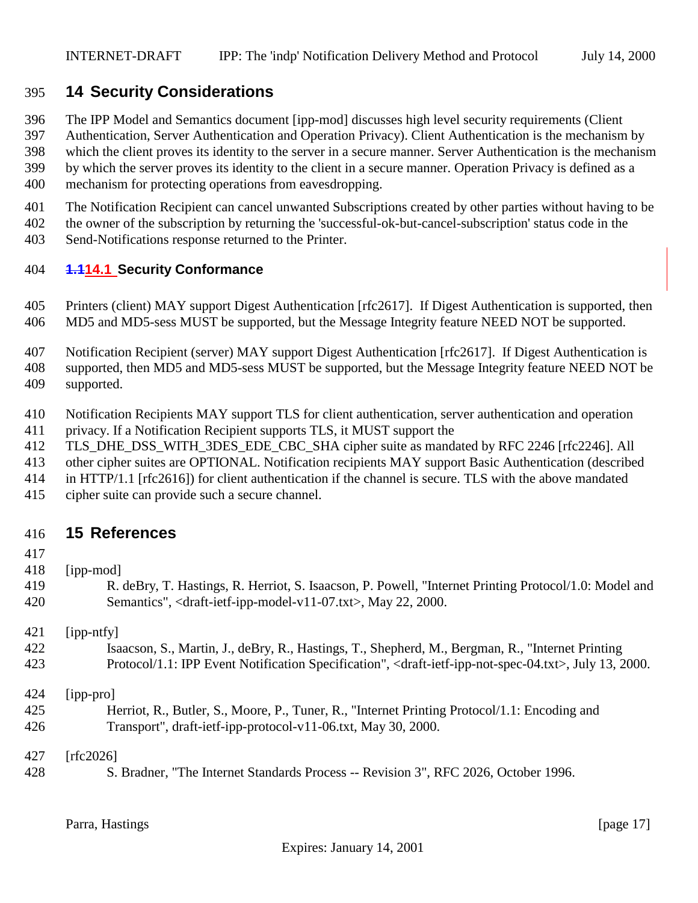# 14 Security Considerations

The IPP Model and Semantics document [ipp-mod] discusses high level security requirements (Client Authentication, Server Authentication and Operation Privacy). Client Authentication is the mechanism by which the client proves its identity to the server in a secure manner. Server Authentication is the mechanism by which the server proves its identity to the client in a secure manner. Operation Privacy is defined as a mechanism for protecting operations from eavesdropping.

The Notification Recipient can cancel unwanted Subscriptions created by other parties without having to be the owner of the subscription by returning the 'successful-ok-but-cancel-subscription' status code in the Send-Notifications response returned to the Printer.

## 14.1 Security Conformance

Printers (client) MAY support Digest Authentication [rfc2617]. If Digest Authentication is supported, then MD5 and MD5-sess MUST be supported, but the Message Integrity feature NEED NOT be supported.

Notification Recipient (server) MAY support Digest Authentication [rfc2617]. If Digest Authentication is supported, then MD5 and MD5-sess MUST be supported, but the Message Integrity feature NEED NOT be supported.

Notification Recipients MAY support TLS for client authentication, server authentication and operation privacy. If a Notification Recipient supports TLS, it MUST support the TLS_DHE_DSS_WITH_3DES_EDE_CBC_SHA cipher suite as mandated by RFC 2246 [rfc2246]. All other cipher suites are OPTIONAL. Notification recipients MAY support Basic Authentication (described in HTTP/1.1 [rfc2616]) for client authentication if the channel is secure. TLS with the above mandated cipher suite can provide such a secure channel.

# 15 References

[ipp-mod]
    R. deBry, T. Hastings, R. Herriot, S. Isaacson, P. Powell, "Internet Printing Protocol/1.0: Model and Semantics", <draft-ietf-ipp-model-v11-07.txt>, May 22, 2000.

[ipp-ntfy]
    Isaacson, S., Martin, J., deBry, R., Hastings, T., Shepherd, M., Bergman, R., "Internet Printing Protocol/1.1: IPP Event Notification Specification", <draft-ietf-ipp-not-spec-04.txt>, July 13, 2000.

[ipp-pro]
    Herriot, R., Butler, S., Moore, P., Tuner, R., "Internet Printing Protocol/1.1: Encoding and Transport", draft-ietf-ipp-protocol-v11-06.txt, May 30, 2000.

[rfc2026]
    S. Bradner, "The Internet Standards Process -- Revision 3", RFC 2026, October 1996.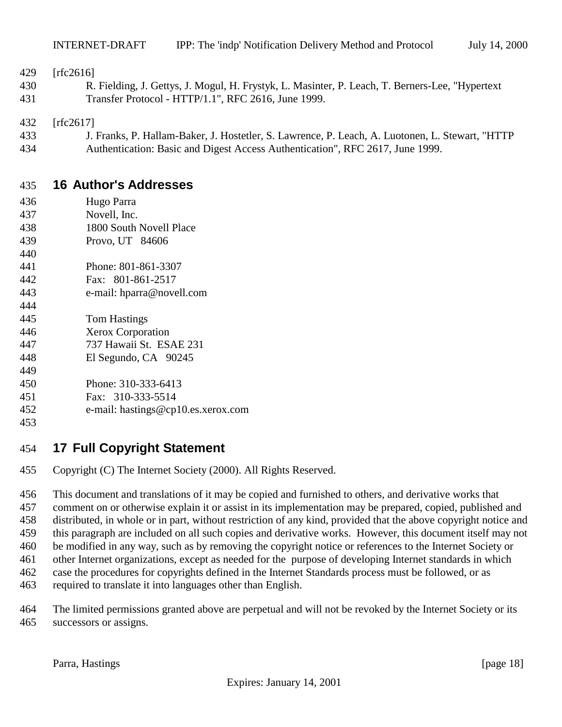[rfc2616]

R. Fielding, J. Gettys, J. Mogul, H. Frystyk, L. Masinter, P. Leach, T. Berners-Lee, "Hypertext Transfer Protocol - HTTP/1.1", RFC 2616, June 1999.

[rfc2617]

J. Franks, P. Hallam-Baker, J. Hostetler, S. Lawrence, P. Leach, A. Luotonen, L. Stewart, "HTTP Authentication: Basic and Digest Access Authentication", RFC 2617, June 1999.

# 16 Author's Addresses

Hugo Parra
Novell, Inc.
1800 South Novell Place
Provo, UT 84606

Phone: 801-861-3307
Fax: 801-861-2517
e-mail: hparra@novell.com

Tom Hastings
Xerox Corporation
737 Hawaii St. ESAE 231
El Segundo, CA 90245

Phone: 310-333-6413
Fax: 310-333-5514
e-mail: hastings@cp10.es.xerox.com

# 17 Full Copyright Statement

Copyright (C) The Internet Society (2000). All Rights Reserved.

This document and translations of it may be copied and furnished to others, and derivative works that comment on or otherwise explain it or assist in its implementation may be prepared, copied, published and distributed, in whole or in part, without restriction of any kind, provided that the above copyright notice and this paragraph are included on all such copies and derivative works. However, this document itself may not be modified in any way, such as by removing the copyright notice or references to the Internet Society or other Internet organizations, except as needed for the purpose of developing Internet standards in which case the procedures for copyrights defined in the Internet Standards process must be followed, or as required to translate it into languages other than English.

The limited permissions granted above are perpetual and will not be revoked by the Internet Society or its successors or assigns.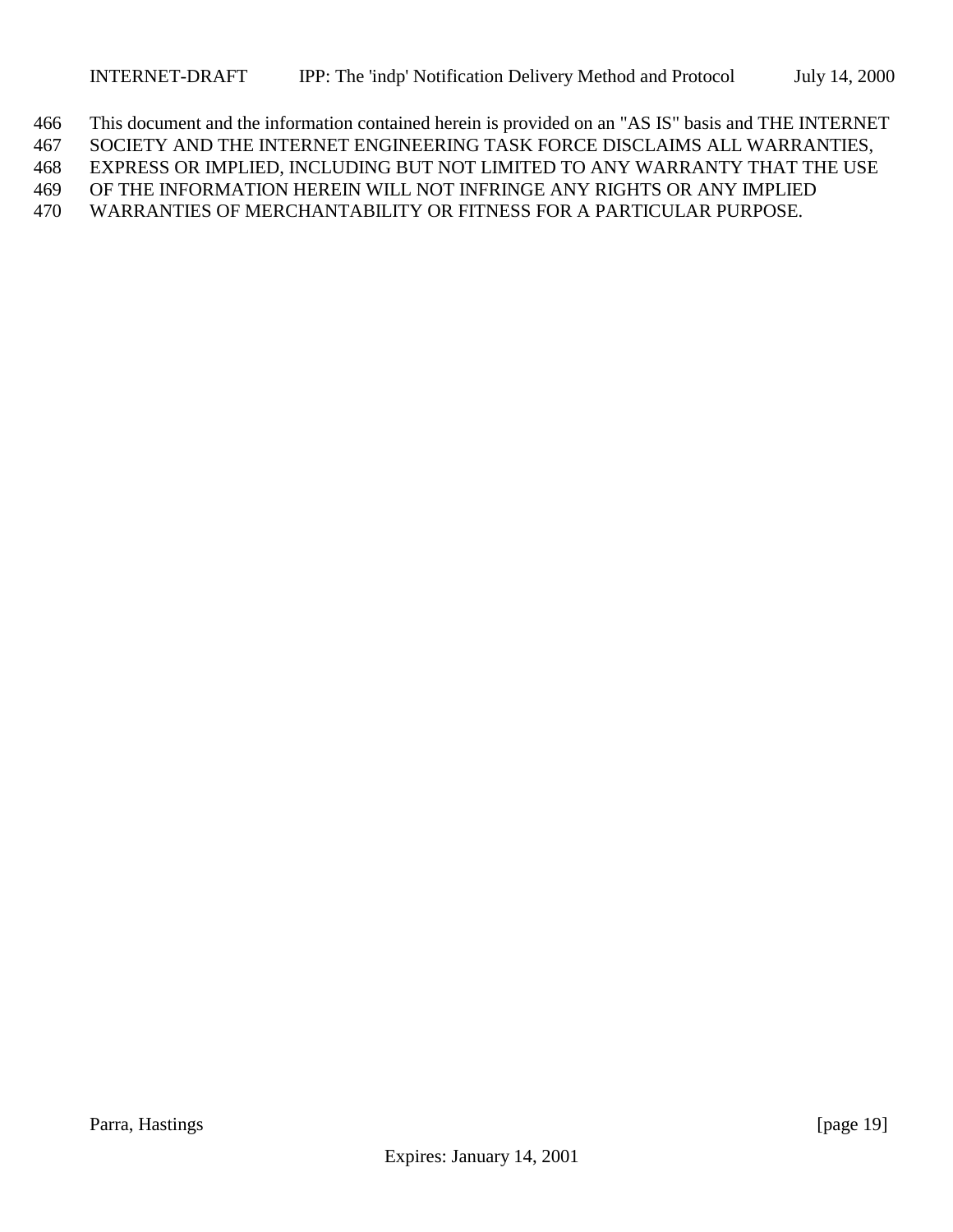This document and the information contained herein is provided on an "AS IS" basis and THE INTERNET SOCIETY AND THE INTERNET ENGINEERING TASK FORCE DISCLAIMS ALL WARRANTIES, EXPRESS OR IMPLIED, INCLUDING BUT NOT LIMITED TO ANY WARRANTY THAT THE USE OF THE INFORMATION HEREIN WILL NOT INFRINGE ANY RIGHTS OR ANY IMPLIED WARRANTIES OF MERCHANTABILITY OR FITNESS FOR A PARTICULAR PURPOSE.